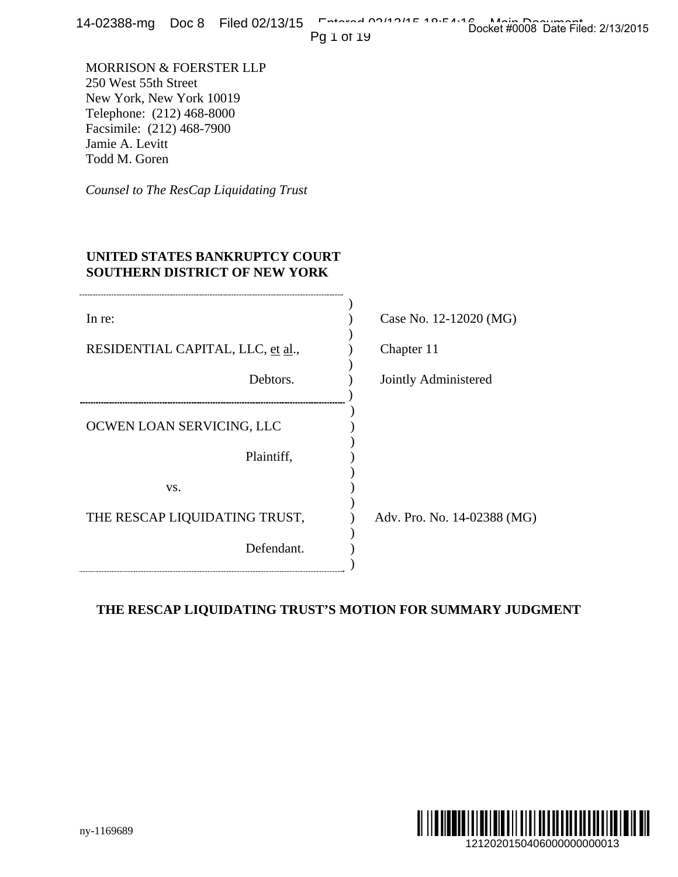MORRISON & FOERSTER LLP
250 West 55th Street
New York, New York 10019
Telephone: (212) 468-8000
Facsimile: (212) 468-7900
Jamie A. Levitt
Todd M. Goren

*Counsel to The ResCap Liquidating Trust*

**UNITED STATES BANKRUPTCY COURT**
**SOUTHERN DISTRICT OF NEW YORK**

| | |
|---|---|
| In re: | Case No. 12-12020 (MG) |
| RESIDENTIAL CAPITAL, LLC, et al., | Chapter 11 |
| Debtors. | Jointly Administered |
| OCWEN LOAN SERVICING, LLC | |
| Plaintiff, | |
| vs. | |
| THE RESCAP LIQUIDATING TRUST, | Adv. Pro. No. 14-02388 (MG) |
| Defendant. | |

**THE RESCAP LIQUIDATING TRUST'S MOTION FOR SUMMARY JUDGMENT**

ny-1169689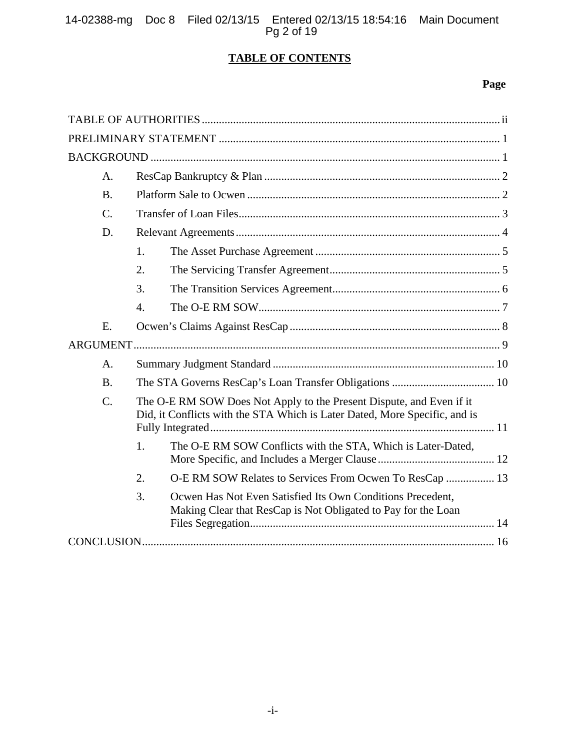# TABLE OF CONTENTS

| | Page |
|---|---|
| TABLE OF AUTHORITIES | ii |
| PRELIMINARY STATEMENT | 1 |
| BACKGROUND | 1 |
| A. ResCap Bankruptcy & Plan | 2 |
| B. Platform Sale to Ocwen | 2 |
| C. Transfer of Loan Files | 3 |
| D. Relevant Agreements | 4 |
| 1. The Asset Purchase Agreement | 5 |
| 2. The Servicing Transfer Agreement | 5 |
| 3. The Transition Services Agreement | 6 |
| 4. The O-E RM SOW | 7 |
| E. Ocwen's Claims Against ResCap | 8 |
| ARGUMENT | 9 |
| A. Summary Judgment Standard | 10 |
| B. The STA Governs ResCap's Loan Transfer Obligations | 10 |
| C. The O-E RM SOW Does Not Apply to the Present Dispute, and Even if it Did, it Conflicts with the STA Which is Later Dated, More Specific, and is Fully Integrated | 11 |
| 1. The O-E RM SOW Conflicts with the STA, Which is Later-Dated, More Specific, and Includes a Merger Clause | 12 |
| 2. O-E RM SOW Relates to Services From Ocwen To ResCap | 13 |
| 3. Ocwen Has Not Even Satisfied Its Own Conditions Precedent, Making Clear that ResCap is Not Obligated to Pay for the Loan Files Segregation | 14 |
| CONCLUSION | 16 |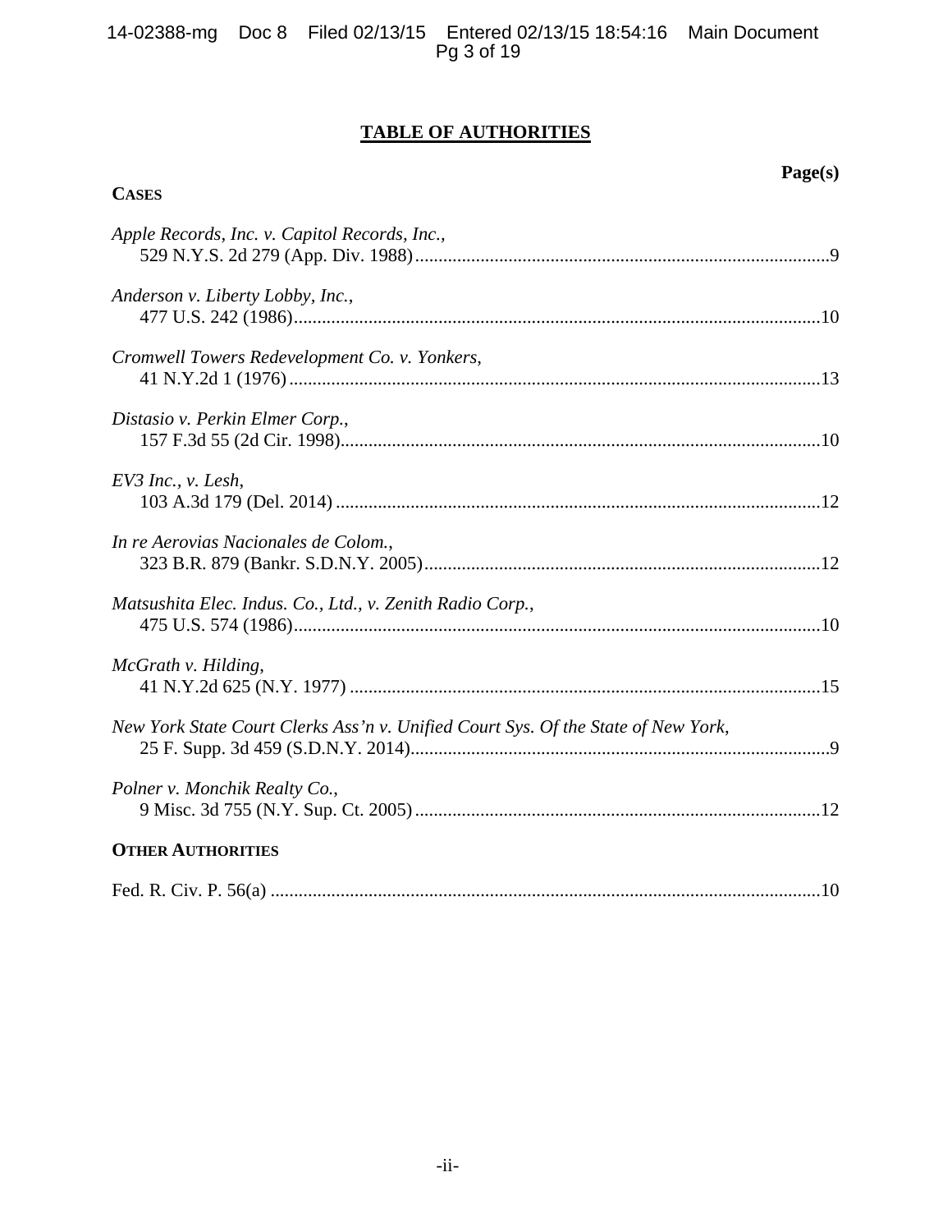# TABLE OF AUTHORITIES

**Page(s)**

**CASES**

*Apple Records, Inc. v. Capitol Records, Inc.*,
529 N.Y.S. 2d 279 (App. Div. 1988) ........ 9

*Anderson v. Liberty Lobby, Inc.*,
477 U.S. 242 (1986) ........ 10

*Cromwell Towers Redevelopment Co. v. Yonkers*,
41 N.Y.2d 1 (1976) ........ 13

*Distasio v. Perkin Elmer Corp.*,
157 F.3d 55 (2d Cir. 1998) ........ 10

*EV3 Inc., v. Lesh*,
103 A.3d 179 (Del. 2014) ........ 12

*In re Aerovias Nacionales de Colom.*,
323 B.R. 879 (Bankr. S.D.N.Y. 2005) ........ 12

*Matsushita Elec. Indus. Co., Ltd., v. Zenith Radio Corp.*,
475 U.S. 574 (1986) ........ 10

*McGrath v. Hilding*,
41 N.Y.2d 625 (N.Y. 1977) ........ 15

*New York State Court Clerks Ass'n v. Unified Court Sys. Of the State of New York*,
25 F. Supp. 3d 459 (S.D.N.Y. 2014) ........ 9

*Polner v. Monchik Realty Co.*,
9 Misc. 3d 755 (N.Y. Sup. Ct. 2005) ........ 12

**OTHER AUTHORITIES**

Fed. R. Civ. P. 56(a) ........ 10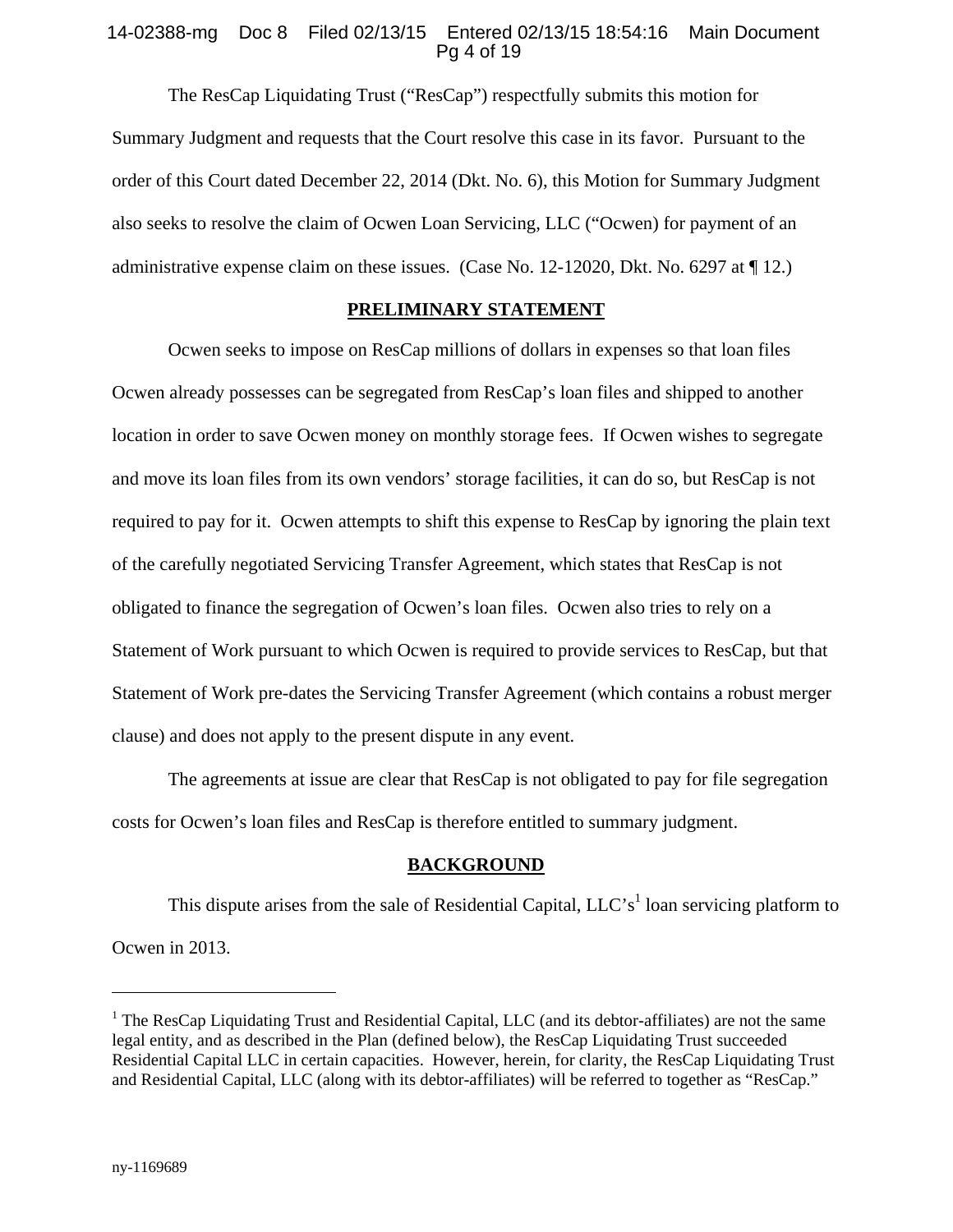The ResCap Liquidating Trust ("ResCap") respectfully submits this motion for Summary Judgment and requests that the Court resolve this case in its favor. Pursuant to the order of this Court dated December 22, 2014 (Dkt. No. 6), this Motion for Summary Judgment also seeks to resolve the claim of Ocwen Loan Servicing, LLC ("Ocwen) for payment of an administrative expense claim on these issues. (Case No. 12-12020, Dkt. No. 6297 at ¶ 12.)

## PRELIMINARY STATEMENT

Ocwen seeks to impose on ResCap millions of dollars in expenses so that loan files Ocwen already possesses can be segregated from ResCap's loan files and shipped to another location in order to save Ocwen money on monthly storage fees. If Ocwen wishes to segregate and move its loan files from its own vendors' storage facilities, it can do so, but ResCap is not required to pay for it. Ocwen attempts to shift this expense to ResCap by ignoring the plain text of the carefully negotiated Servicing Transfer Agreement, which states that ResCap is not obligated to finance the segregation of Ocwen's loan files. Ocwen also tries to rely on a Statement of Work pursuant to which Ocwen is required to provide services to ResCap, but that Statement of Work pre-dates the Servicing Transfer Agreement (which contains a robust merger clause) and does not apply to the present dispute in any event.

The agreements at issue are clear that ResCap is not obligated to pay for file segregation costs for Ocwen's loan files and ResCap is therefore entitled to summary judgment.

## BACKGROUND

This dispute arises from the sale of Residential Capital, LLC's[1] loan servicing platform to Ocwen in 2013.

[1] The ResCap Liquidating Trust and Residential Capital, LLC (and its debtor-affiliates) are not the same legal entity, and as described in the Plan (defined below), the ResCap Liquidating Trust succeeded Residential Capital LLC in certain capacities. However, herein, for clarity, the ResCap Liquidating Trust and Residential Capital, LLC (along with its debtor-affiliates) will be referred to together as "ResCap."

ny-1169689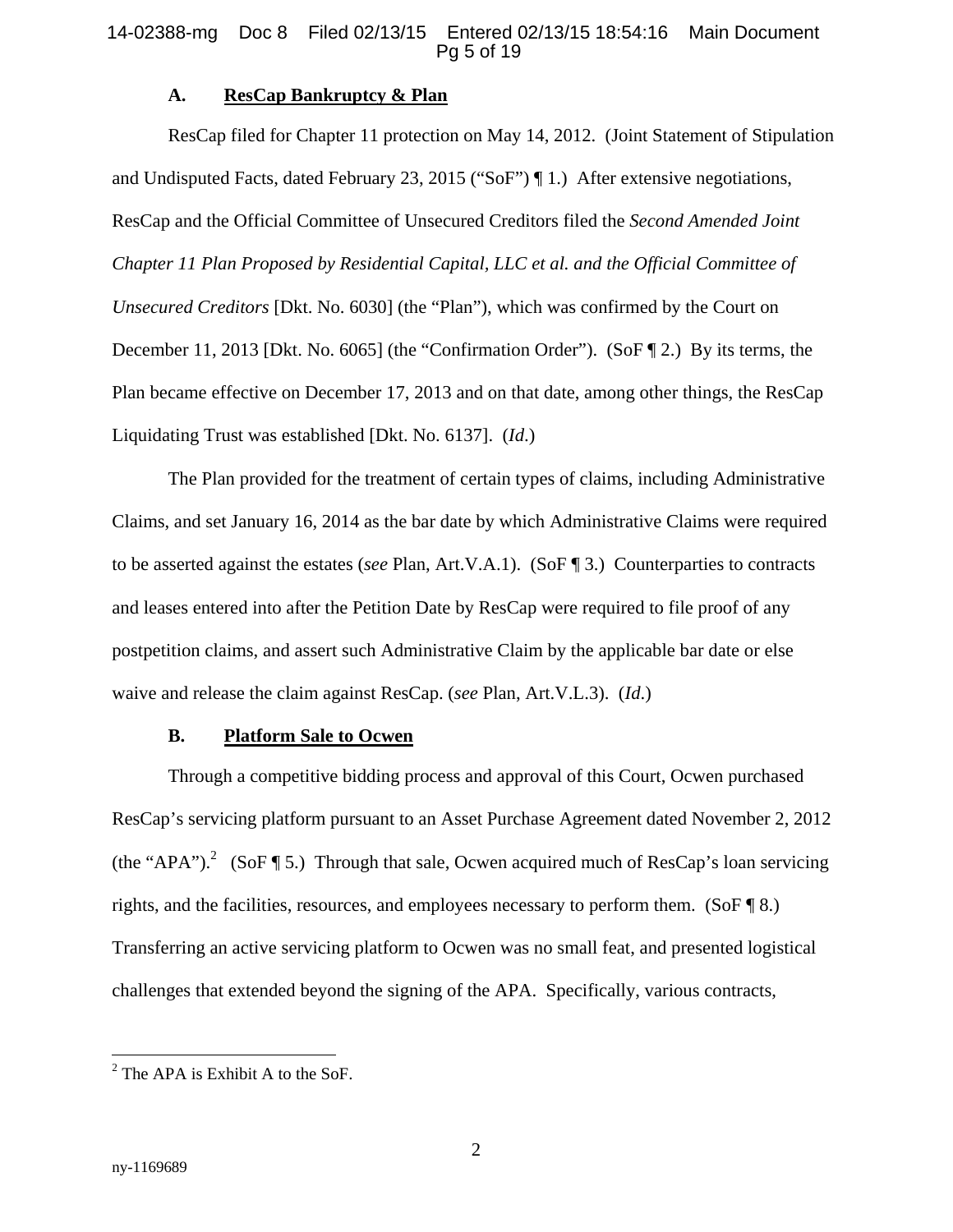### A. ResCap Bankruptcy & Plan

ResCap filed for Chapter 11 protection on May 14, 2012. (Joint Statement of Stipulation and Undisputed Facts, dated February 23, 2015 ("SoF") ¶ 1.) After extensive negotiations, ResCap and the Official Committee of Unsecured Creditors filed the *Second Amended Joint Chapter 11 Plan Proposed by Residential Capital, LLC et al. and the Official Committee of Unsecured Creditors* [Dkt. No. 6030] (the "Plan"), which was confirmed by the Court on December 11, 2013 [Dkt. No. 6065] (the "Confirmation Order"). (SoF ¶ 2.) By its terms, the Plan became effective on December 17, 2013 and on that date, among other things, the ResCap Liquidating Trust was established [Dkt. No. 6137]. (*Id.*)

The Plan provided for the treatment of certain types of claims, including Administrative Claims, and set January 16, 2014 as the bar date by which Administrative Claims were required to be asserted against the estates (*see* Plan, Art.V.A.1). (SoF ¶ 3.) Counterparties to contracts and leases entered into after the Petition Date by ResCap were required to file proof of any postpetition claims, and assert such Administrative Claim by the applicable bar date or else waive and release the claim against ResCap. (*see* Plan, Art.V.L.3). (*Id.*)

### B. Platform Sale to Ocwen

Through a competitive bidding process and approval of this Court, Ocwen purchased ResCap's servicing platform pursuant to an Asset Purchase Agreement dated November 2, 2012 (the "APA").[2] (SoF ¶ 5.) Through that sale, Ocwen acquired much of ResCap's loan servicing rights, and the facilities, resources, and employees necessary to perform them. (SoF ¶ 8.) Transferring an active servicing platform to Ocwen was no small feat, and presented logistical challenges that extended beyond the signing of the APA. Specifically, various contracts,

[2] The APA is Exhibit A to the SoF.

ny-1169689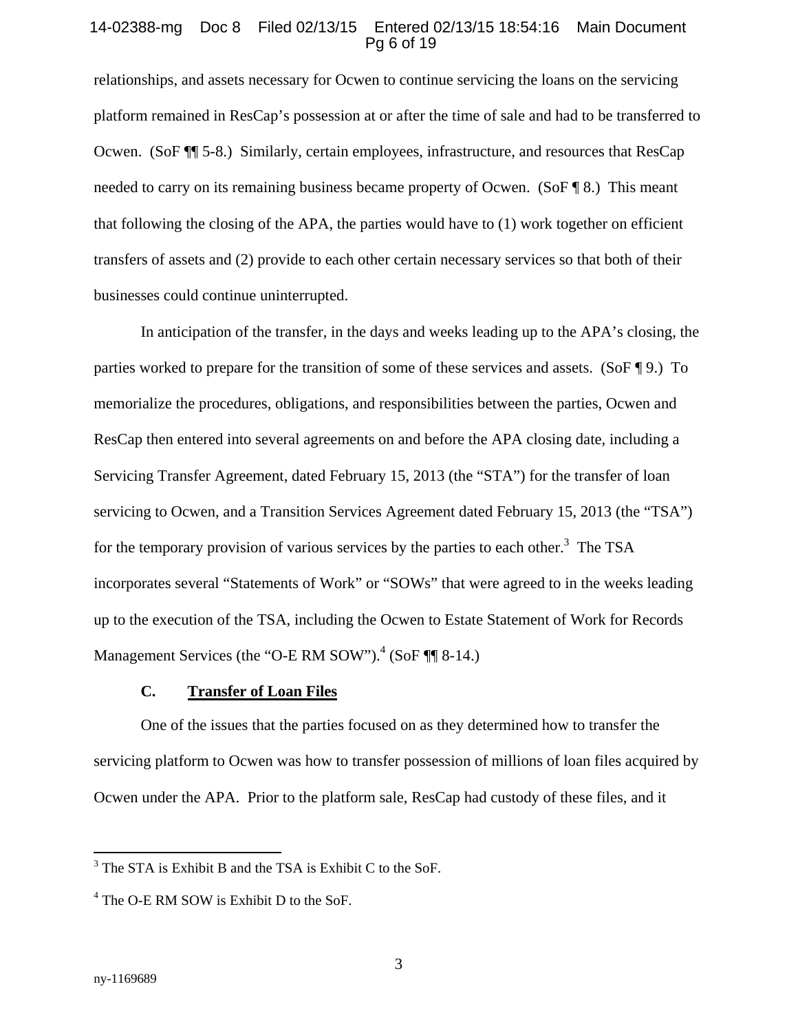relationships, and assets necessary for Ocwen to continue servicing the loans on the servicing platform remained in ResCap's possession at or after the time of sale and had to be transferred to Ocwen. (SoF ¶¶ 5-8.) Similarly, certain employees, infrastructure, and resources that ResCap needed to carry on its remaining business became property of Ocwen. (SoF ¶ 8.) This meant that following the closing of the APA, the parties would have to (1) work together on efficient transfers of assets and (2) provide to each other certain necessary services so that both of their businesses could continue uninterrupted.

In anticipation of the transfer, in the days and weeks leading up to the APA's closing, the parties worked to prepare for the transition of some of these services and assets. (SoF ¶ 9.) To memorialize the procedures, obligations, and responsibilities between the parties, Ocwen and ResCap then entered into several agreements on and before the APA closing date, including a Servicing Transfer Agreement, dated February 15, 2013 (the "STA") for the transfer of loan servicing to Ocwen, and a Transition Services Agreement dated February 15, 2013 (the "TSA") for the temporary provision of various services by the parties to each other.[3] The TSA incorporates several "Statements of Work" or "SOWs" that were agreed to in the weeks leading up to the execution of the TSA, including the Ocwen to Estate Statement of Work for Records Management Services (the "O-E RM SOW").[4] (SoF ¶¶ 8-14.)

### C. Transfer of Loan Files

One of the issues that the parties focused on as they determined how to transfer the servicing platform to Ocwen was how to transfer possession of millions of loan files acquired by Ocwen under the APA. Prior to the platform sale, ResCap had custody of these files, and it

[3] The STA is Exhibit B and the TSA is Exhibit C to the SoF.

[4] The O-E RM SOW is Exhibit D to the SoF.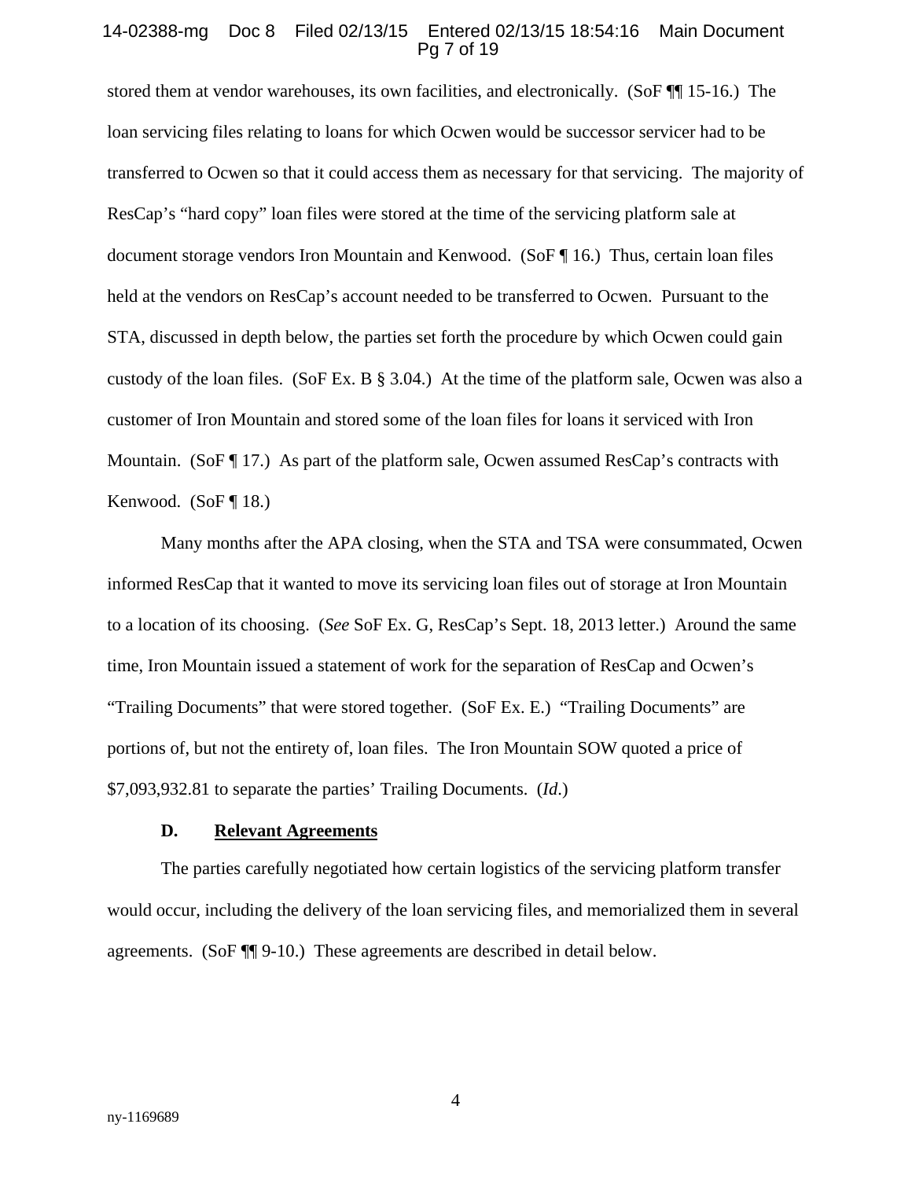stored them at vendor warehouses, its own facilities, and electronically. (SoF ¶¶ 15-16.) The loan servicing files relating to loans for which Ocwen would be successor servicer had to be transferred to Ocwen so that it could access them as necessary for that servicing. The majority of ResCap's "hard copy" loan files were stored at the time of the servicing platform sale at document storage vendors Iron Mountain and Kenwood. (SoF ¶ 16.) Thus, certain loan files held at the vendors on ResCap's account needed to be transferred to Ocwen. Pursuant to the STA, discussed in depth below, the parties set forth the procedure by which Ocwen could gain custody of the loan files. (SoF Ex. B § 3.04.) At the time of the platform sale, Ocwen was also a customer of Iron Mountain and stored some of the loan files for loans it serviced with Iron Mountain. (SoF ¶ 17.) As part of the platform sale, Ocwen assumed ResCap's contracts with Kenwood. (SoF ¶ 18.)

Many months after the APA closing, when the STA and TSA were consummated, Ocwen informed ResCap that it wanted to move its servicing loan files out of storage at Iron Mountain to a location of its choosing. (*See* SoF Ex. G, ResCap's Sept. 18, 2013 letter.) Around the same time, Iron Mountain issued a statement of work for the separation of ResCap and Ocwen's "Trailing Documents" that were stored together. (SoF Ex. E.) "Trailing Documents" are portions of, but not the entirety of, loan files. The Iron Mountain SOW quoted a price of $7,093,932.81 to separate the parties' Trailing Documents. (*Id.*)

### D. Relevant Agreements

The parties carefully negotiated how certain logistics of the servicing platform transfer would occur, including the delivery of the loan servicing files, and memorialized them in several agreements. (SoF ¶¶ 9-10.) These agreements are described in detail below.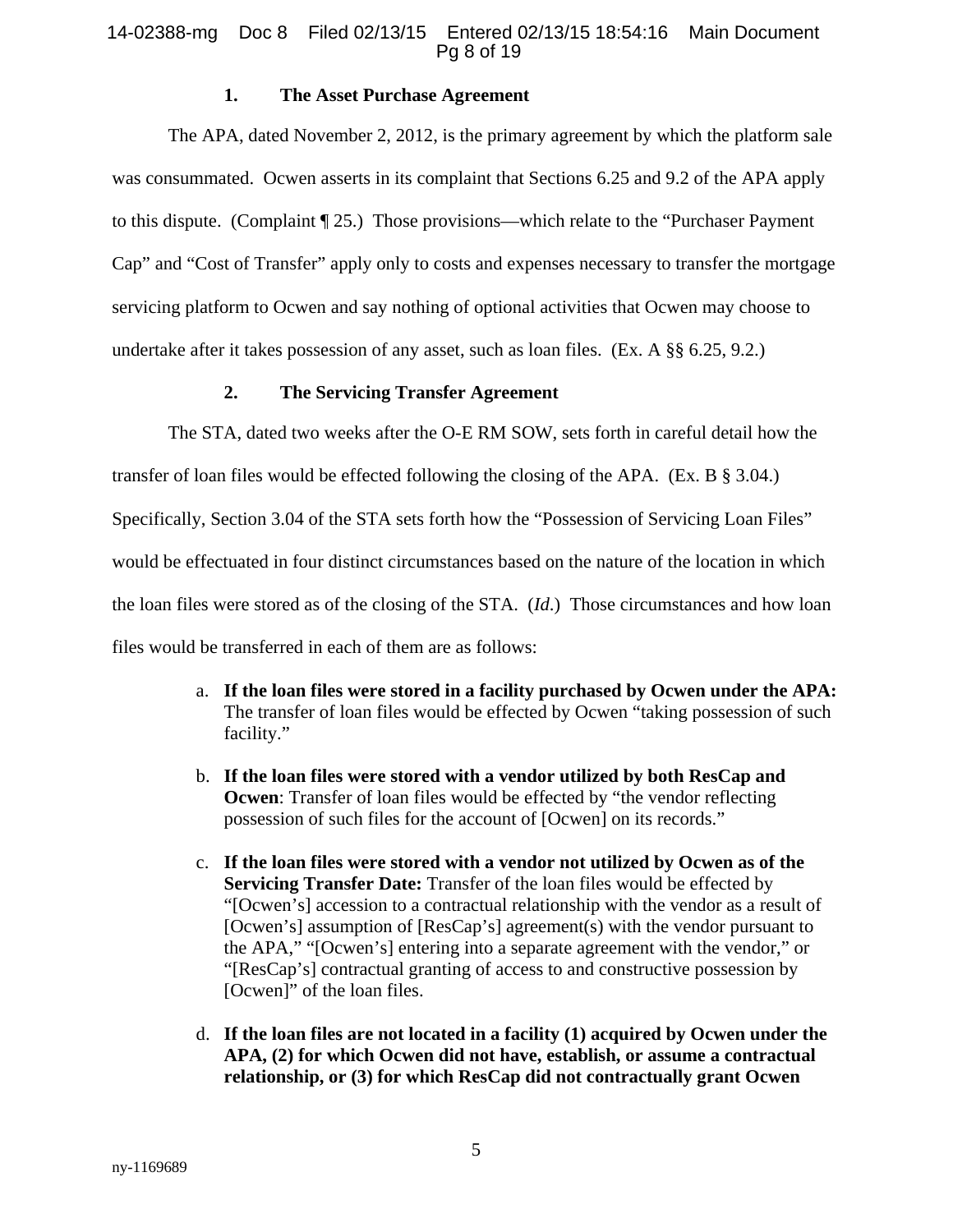### 1. The Asset Purchase Agreement

The APA, dated November 2, 2012, is the primary agreement by which the platform sale was consummated. Ocwen asserts in its complaint that Sections 6.25 and 9.2 of the APA apply to this dispute. (Complaint ¶ 25.) Those provisions—which relate to the "Purchaser Payment Cap" and "Cost of Transfer" apply only to costs and expenses necessary to transfer the mortgage servicing platform to Ocwen and say nothing of optional activities that Ocwen may choose to undertake after it takes possession of any asset, such as loan files. (Ex. A §§ 6.25, 9.2.)

### 2. The Servicing Transfer Agreement

The STA, dated two weeks after the O-E RM SOW, sets forth in careful detail how the transfer of loan files would be effected following the closing of the APA. (Ex. B § 3.04.) Specifically, Section 3.04 of the STA sets forth how the "Possession of Servicing Loan Files" would be effectuated in four distinct circumstances based on the nature of the location in which the loan files were stored as of the closing of the STA. (*Id*.) Those circumstances and how loan files would be transferred in each of them are as follows:

a. **If the loan files were stored in a facility purchased by Ocwen under the APA:** The transfer of loan files would be effected by Ocwen "taking possession of such facility."

b. **If the loan files were stored with a vendor utilized by both ResCap and Ocwen**: Transfer of loan files would be effected by "the vendor reflecting possession of such files for the account of [Ocwen] on its records."

c. **If the loan files were stored with a vendor not utilized by Ocwen as of the Servicing Transfer Date:** Transfer of the loan files would be effected by "[Ocwen's] accession to a contractual relationship with the vendor as a result of [Ocwen's] assumption of [ResCap's] agreement(s) with the vendor pursuant to the APA," "[Ocwen's] entering into a separate agreement with the vendor," or "[ResCap's] contractual granting of access to and constructive possession by [Ocwen]" of the loan files.

d. **If the loan files are not located in a facility (1) acquired by Ocwen under the APA, (2) for which Ocwen did not have, establish, or assume a contractual relationship, or (3) for which ResCap did not contractually grant Ocwen**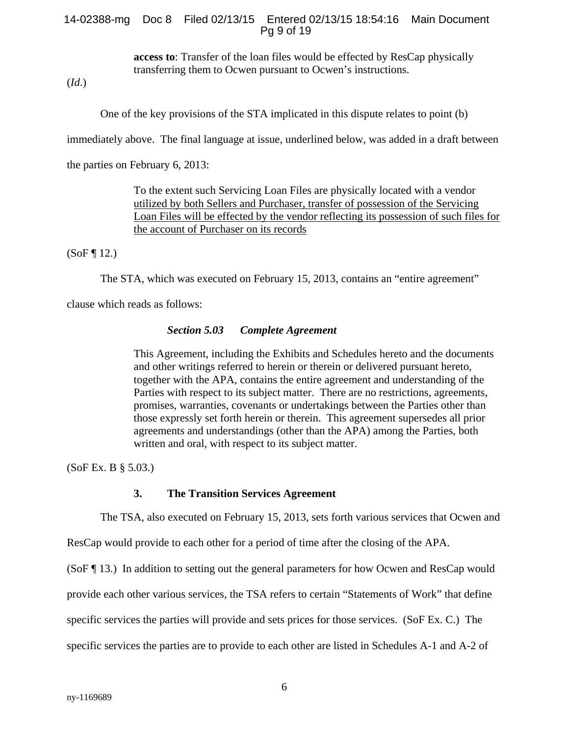> **access to**: Transfer of the loan files would be effected by ResCap physically transferring them to Ocwen pursuant to Ocwen's instructions.

(*Id*.)

One of the key provisions of the STA implicated in this dispute relates to point (b) immediately above. The final language at issue, underlined below, was added in a draft between the parties on February 6, 2013:

> To the extent such Servicing Loan Files are physically located with a vendor <u>utilized by both Sellers and Purchaser, transfer of possession of the Servicing Loan Files will be effected by the vendor reflecting its possession of such files for the account of Purchaser on its records</u>

(SoF ¶ 12.)

The STA, which was executed on February 15, 2013, contains an "entire agreement" clause which reads as follows:

> ***Section 5.03 Complete Agreement***
>
> This Agreement, including the Exhibits and Schedules hereto and the documents and other writings referred to herein or therein or delivered pursuant hereto, together with the APA, contains the entire agreement and understanding of the Parties with respect to its subject matter. There are no restrictions, agreements, promises, warranties, covenants or undertakings between the Parties other than those expressly set forth herein or therein. This agreement supersedes all prior agreements and understandings (other than the APA) among the Parties, both written and oral, with respect to its subject matter.

(SoF Ex. B § 5.03.)

### 3. The Transition Services Agreement

The TSA, also executed on February 15, 2013, sets forth various services that Ocwen and ResCap would provide to each other for a period of time after the closing of the APA. (SoF ¶ 13.) In addition to setting out the general parameters for how Ocwen and ResCap would provide each other various services, the TSA refers to certain "Statements of Work" that define specific services the parties will provide and sets prices for those services. (SoF Ex. C.) The specific services the parties are to provide to each other are listed in Schedules A-1 and A-2 of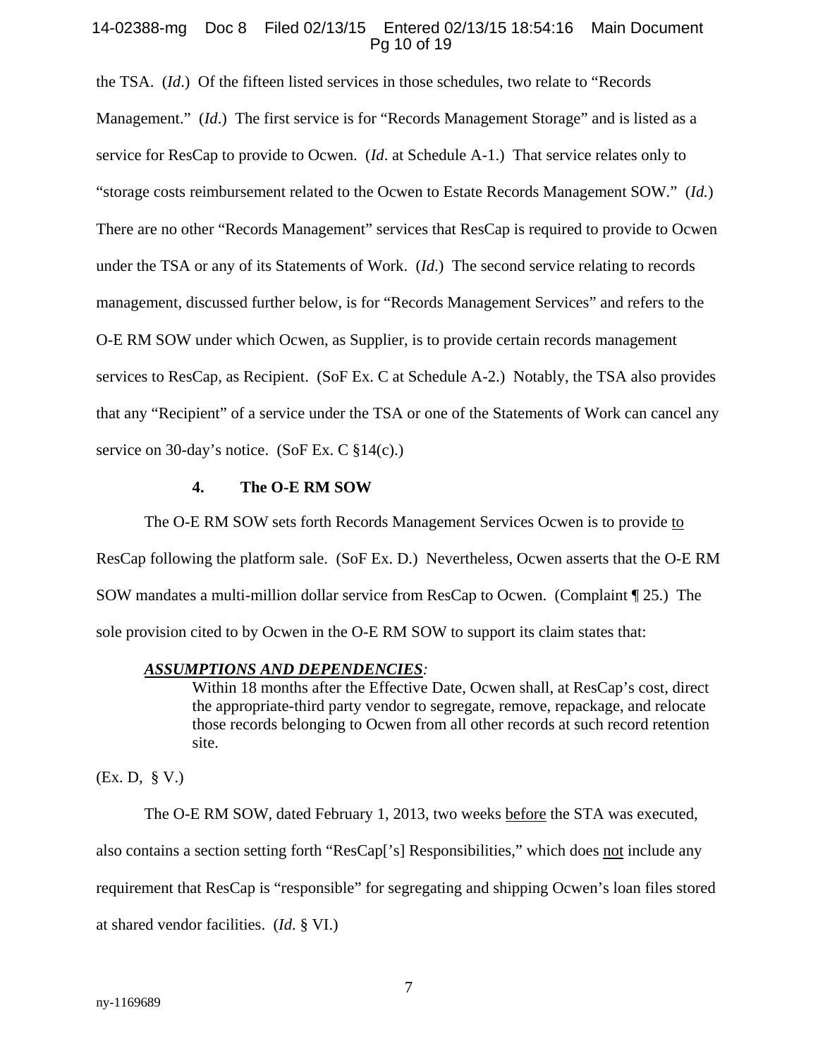the TSA. (*Id*.) Of the fifteen listed services in those schedules, two relate to "Records Management." (*Id*.) The first service is for "Records Management Storage" and is listed as a service for ResCap to provide to Ocwen. (*Id*. at Schedule A-1.) That service relates only to "storage costs reimbursement related to the Ocwen to Estate Records Management SOW." (*Id.*) There are no other "Records Management" services that ResCap is required to provide to Ocwen under the TSA or any of its Statements of Work. (*Id*.) The second service relating to records management, discussed further below, is for "Records Management Services" and refers to the O-E RM SOW under which Ocwen, as Supplier, is to provide certain records management services to ResCap, as Recipient. (SoF Ex. C at Schedule A-2.) Notably, the TSA also provides that any "Recipient" of a service under the TSA or one of the Statements of Work can cancel any service on 30-day's notice. (SoF Ex. C §14(c).)

#### 4. The O-E RM SOW

The O-E RM SOW sets forth Records Management Services Ocwen is to provide <u>to</u> ResCap following the platform sale. (SoF Ex. D.) Nevertheless, Ocwen asserts that the O-E RM SOW mandates a multi-million dollar service from ResCap to Ocwen. (Complaint ¶ 25.) The sole provision cited to by Ocwen in the O-E RM SOW to support its claim states that:

> ***<u>ASSUMPTIONS AND DEPENDENCIES</u>****:*
>
> Within 18 months after the Effective Date, Ocwen shall, at ResCap's cost, direct the appropriate-third party vendor to segregate, remove, repackage, and relocate those records belonging to Ocwen from all other records at such record retention site.

(Ex. D, § V.)

The O-E RM SOW, dated February 1, 2013, two weeks <u>before</u> the STA was executed, also contains a section setting forth "ResCap['s] Responsibilities," which does <u>not</u> include any requirement that ResCap is "responsible" for segregating and shipping Ocwen's loan files stored at shared vendor facilities. (*Id*. § VI.)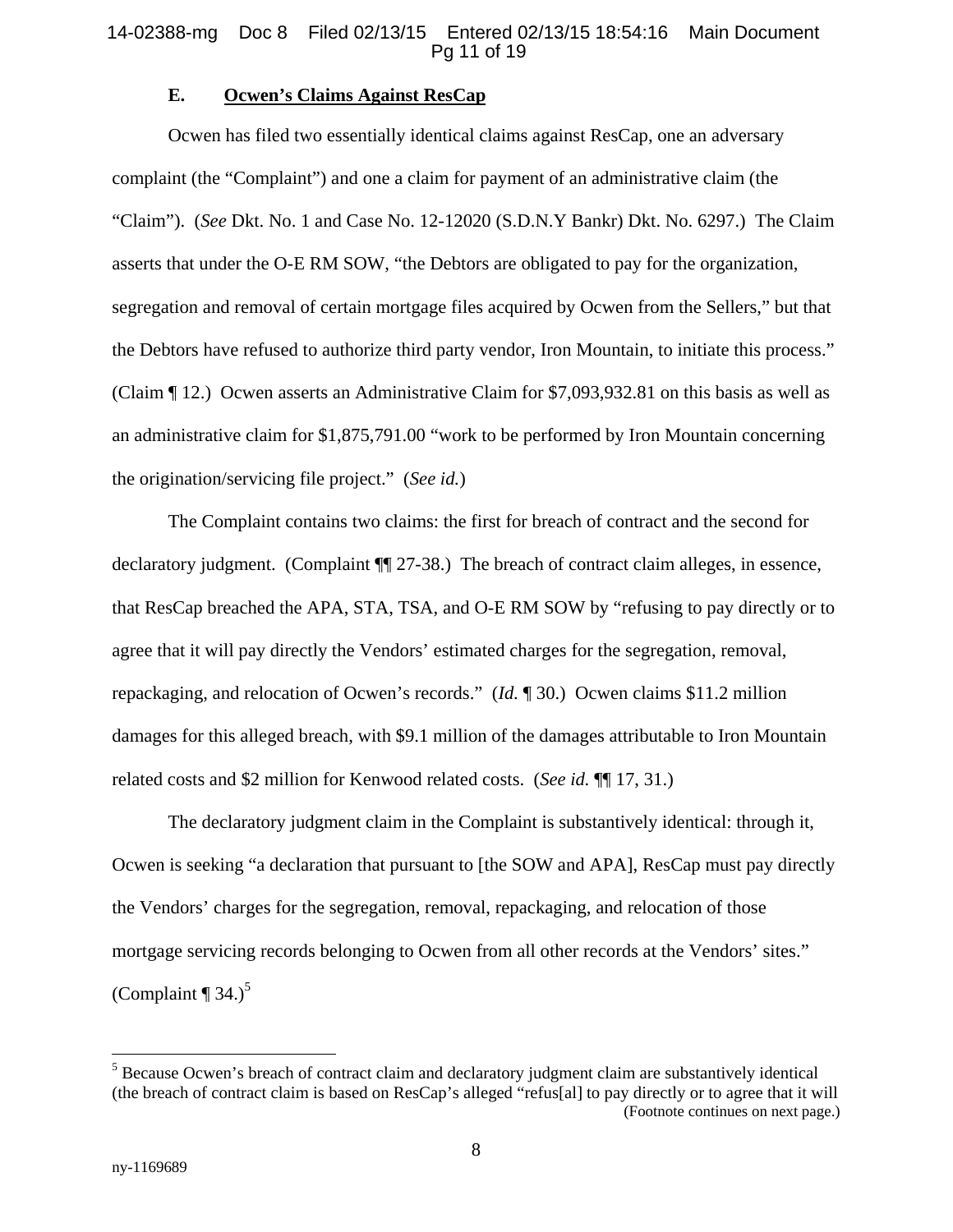### E. Ocwen's Claims Against ResCap

Ocwen has filed two essentially identical claims against ResCap, one an adversary complaint (the "Complaint") and one a claim for payment of an administrative claim (the "Claim"). (*See* Dkt. No. 1 and Case No. 12-12020 (S.D.N.Y Bankr) Dkt. No. 6297.) The Claim asserts that under the O-E RM SOW, "the Debtors are obligated to pay for the organization, segregation and removal of certain mortgage files acquired by Ocwen from the Sellers," but that the Debtors have refused to authorize third party vendor, Iron Mountain, to initiate this process." (Claim ¶ 12.) Ocwen asserts an Administrative Claim for $7,093,932.81 on this basis as well as an administrative claim for $1,875,791.00 "work to be performed by Iron Mountain concerning the origination/servicing file project." (*See id.*)

The Complaint contains two claims: the first for breach of contract and the second for declaratory judgment. (Complaint ¶¶ 27-38.) The breach of contract claim alleges, in essence, that ResCap breached the APA, STA, TSA, and O-E RM SOW by "refusing to pay directly or to agree that it will pay directly the Vendors' estimated charges for the segregation, removal, repackaging, and relocation of Ocwen's records." (*Id.* ¶ 30.) Ocwen claims $11.2 million damages for this alleged breach, with $9.1 million of the damages attributable to Iron Mountain related costs and $2 million for Kenwood related costs. (*See id.* ¶¶ 17, 31.)

The declaratory judgment claim in the Complaint is substantively identical: through it, Ocwen is seeking "a declaration that pursuant to [the SOW and APA], ResCap must pay directly the Vendors' charges for the segregation, removal, repackaging, and relocation of those mortgage servicing records belonging to Ocwen from all other records at the Vendors' sites." (Complaint ¶ 34.)[5]

---

[5] Because Ocwen's breach of contract claim and declaratory judgment claim are substantively identical (the breach of contract claim is based on ResCap's alleged "refus[al] to pay directly or to agree that it will (Footnote continues on next page.)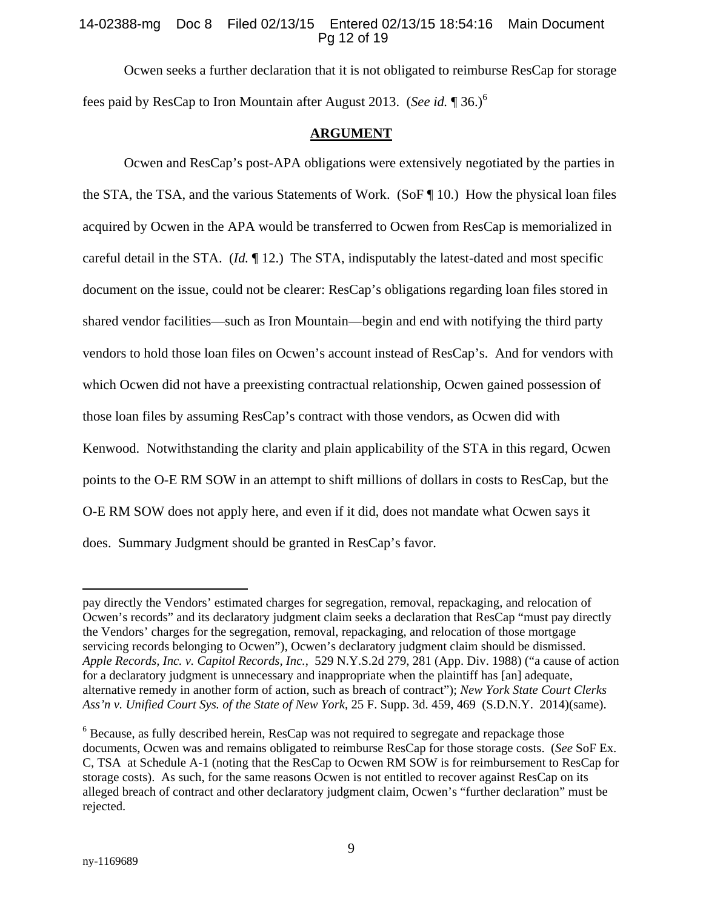Ocwen seeks a further declaration that it is not obligated to reimburse ResCap for storage fees paid by ResCap to Iron Mountain after August 2013. (*See id.* ¶ 36.)[6]

## ARGUMENT

Ocwen and ResCap's post-APA obligations were extensively negotiated by the parties in the STA, the TSA, and the various Statements of Work. (SoF ¶ 10.) How the physical loan files acquired by Ocwen in the APA would be transferred to Ocwen from ResCap is memorialized in careful detail in the STA. (*Id.* ¶ 12.) The STA, indisputably the latest-dated and most specific document on the issue, could not be clearer: ResCap's obligations regarding loan files stored in shared vendor facilities—such as Iron Mountain—begin and end with notifying the third party vendors to hold those loan files on Ocwen's account instead of ResCap's. And for vendors with which Ocwen did not have a preexisting contractual relationship, Ocwen gained possession of those loan files by assuming ResCap's contract with those vendors, as Ocwen did with Kenwood. Notwithstanding the clarity and plain applicability of the STA in this regard, Ocwen points to the O-E RM SOW in an attempt to shift millions of dollars in costs to ResCap, but the O-E RM SOW does not apply here, and even if it did, does not mandate what Ocwen says it does. Summary Judgment should be granted in ResCap's favor.

---

pay directly the Vendors' estimated charges for segregation, removal, repackaging, and relocation of Ocwen's records" and its declaratory judgment claim seeks a declaration that ResCap "must pay directly the Vendors' charges for the segregation, removal, repackaging, and relocation of those mortgage servicing records belonging to Ocwen"), Ocwen's declaratory judgment claim should be dismissed. *Apple Records, Inc. v. Capitol Records, Inc.*, 529 N.Y.S.2d 279, 281 (App. Div. 1988) ("a cause of action for a declaratory judgment is unnecessary and inappropriate when the plaintiff has [an] adequate, alternative remedy in another form of action, such as breach of contract"); *New York State Court Clerks Ass'n v. Unified Court Sys. of the State of New York*, 25 F. Supp. 3d. 459, 469 (S.D.N.Y. 2014)(same).

[6] Because, as fully described herein, ResCap was not required to segregate and repackage those documents, Ocwen was and remains obligated to reimburse ResCap for those storage costs. (*See* SoF Ex. C, TSA at Schedule A-1 (noting that the ResCap to Ocwen RM SOW is for reimbursement to ResCap for storage costs). As such, for the same reasons Ocwen is not entitled to recover against ResCap on its alleged breach of contract and other declaratory judgment claim, Ocwen's "further declaration" must be rejected.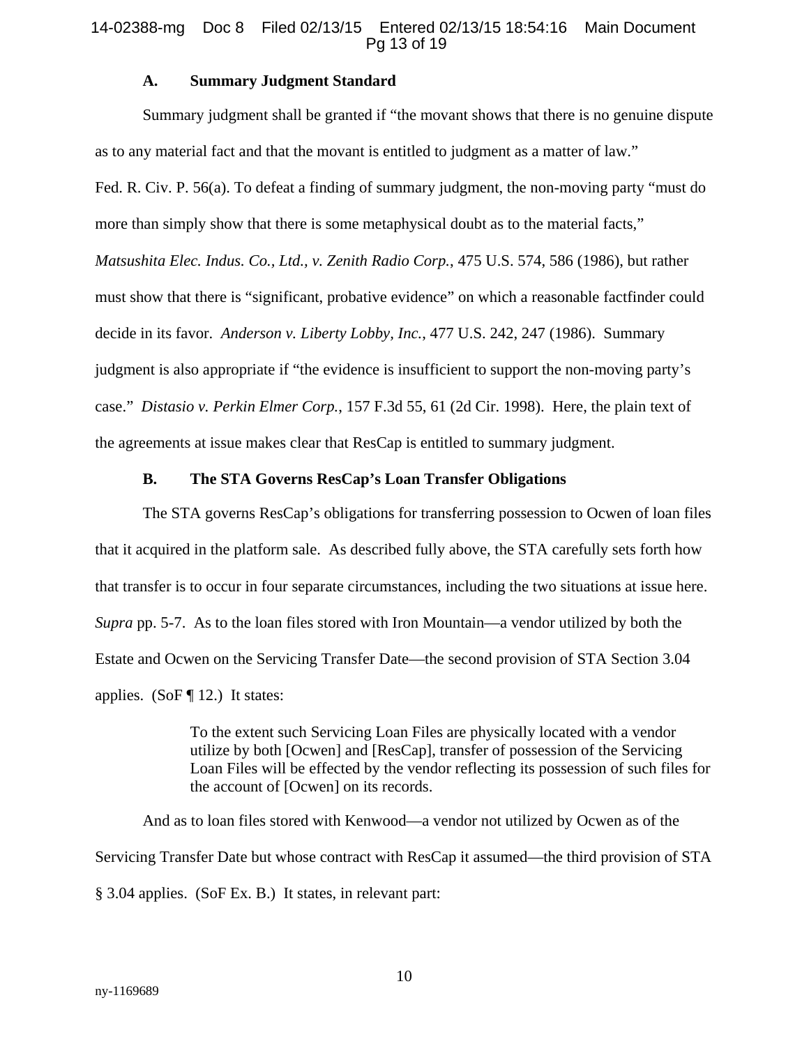### A. Summary Judgment Standard

Summary judgment shall be granted if "the movant shows that there is no genuine dispute as to any material fact and that the movant is entitled to judgment as a matter of law." Fed. R. Civ. P. 56(a). To defeat a finding of summary judgment, the non-moving party "must do more than simply show that there is some metaphysical doubt as to the material facts," *Matsushita Elec. Indus. Co., Ltd., v. Zenith Radio Corp.*, 475 U.S. 574, 586 (1986), but rather must show that there is "significant, probative evidence" on which a reasonable factfinder could decide in its favor. *Anderson v. Liberty Lobby, Inc.*, 477 U.S. 242, 247 (1986). Summary judgment is also appropriate if "the evidence is insufficient to support the non-moving party's case." *Distasio v. Perkin Elmer Corp.*, 157 F.3d 55, 61 (2d Cir. 1998). Here, the plain text of the agreements at issue makes clear that ResCap is entitled to summary judgment.

### B. The STA Governs ResCap's Loan Transfer Obligations

The STA governs ResCap's obligations for transferring possession to Ocwen of loan files that it acquired in the platform sale. As described fully above, the STA carefully sets forth how that transfer is to occur in four separate circumstances, including the two situations at issue here. *Supra* pp. 5-7. As to the loan files stored with Iron Mountain—a vendor utilized by both the Estate and Ocwen on the Servicing Transfer Date—the second provision of STA Section 3.04 applies. (SoF ¶ 12.) It states:

> To the extent such Servicing Loan Files are physically located with a vendor utilize by both [Ocwen] and [ResCap], transfer of possession of the Servicing Loan Files will be effected by the vendor reflecting its possession of such files for the account of [Ocwen] on its records.

And as to loan files stored with Kenwood—a vendor not utilized by Ocwen as of the Servicing Transfer Date but whose contract with ResCap it assumed—the third provision of STA § 3.04 applies. (SoF Ex. B.) It states, in relevant part: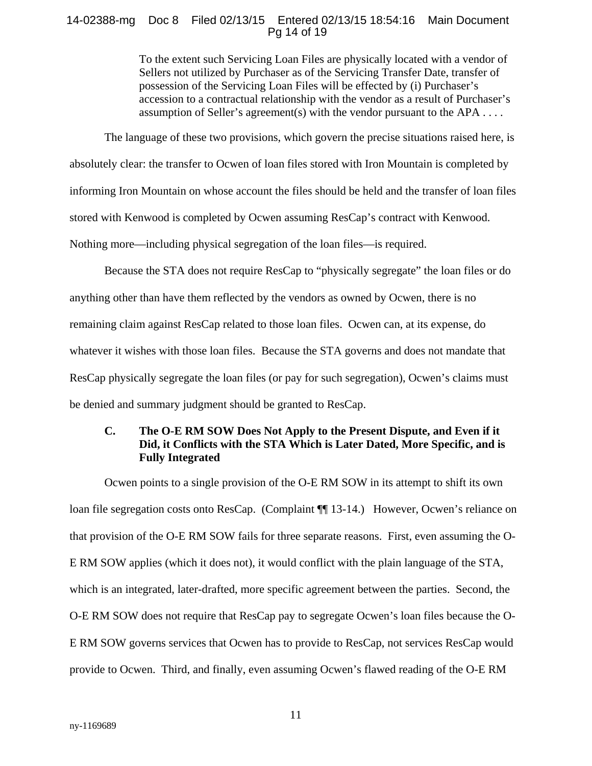> To the extent such Servicing Loan Files are physically located with a vendor of Sellers not utilized by Purchaser as of the Servicing Transfer Date, transfer of possession of the Servicing Loan Files will be effected by (i) Purchaser's accession to a contractual relationship with the vendor as a result of Purchaser's assumption of Seller's agreement(s) with the vendor pursuant to the APA . . . .

The language of these two provisions, which govern the precise situations raised here, is absolutely clear: the transfer to Ocwen of loan files stored with Iron Mountain is completed by informing Iron Mountain on whose account the files should be held and the transfer of loan files stored with Kenwood is completed by Ocwen assuming ResCap's contract with Kenwood. Nothing more—including physical segregation of the loan files—is required.

Because the STA does not require ResCap to "physically segregate" the loan files or do anything other than have them reflected by the vendors as owned by Ocwen, there is no remaining claim against ResCap related to those loan files. Ocwen can, at its expense, do whatever it wishes with those loan files. Because the STA governs and does not mandate that ResCap physically segregate the loan files (or pay for such segregation), Ocwen's claims must be denied and summary judgment should be granted to ResCap.

### C. The O-E RM SOW Does Not Apply to the Present Dispute, and Even if it Did, it Conflicts with the STA Which is Later Dated, More Specific, and is Fully Integrated

Ocwen points to a single provision of the O-E RM SOW in its attempt to shift its own loan file segregation costs onto ResCap. (Complaint ¶¶ 13-14.) However, Ocwen's reliance on that provision of the O-E RM SOW fails for three separate reasons. First, even assuming the O-E RM SOW applies (which it does not), it would conflict with the plain language of the STA, which is an integrated, later-drafted, more specific agreement between the parties. Second, the O-E RM SOW does not require that ResCap pay to segregate Ocwen's loan files because the O-E RM SOW governs services that Ocwen has to provide to ResCap, not services ResCap would provide to Ocwen. Third, and finally, even assuming Ocwen's flawed reading of the O-E RM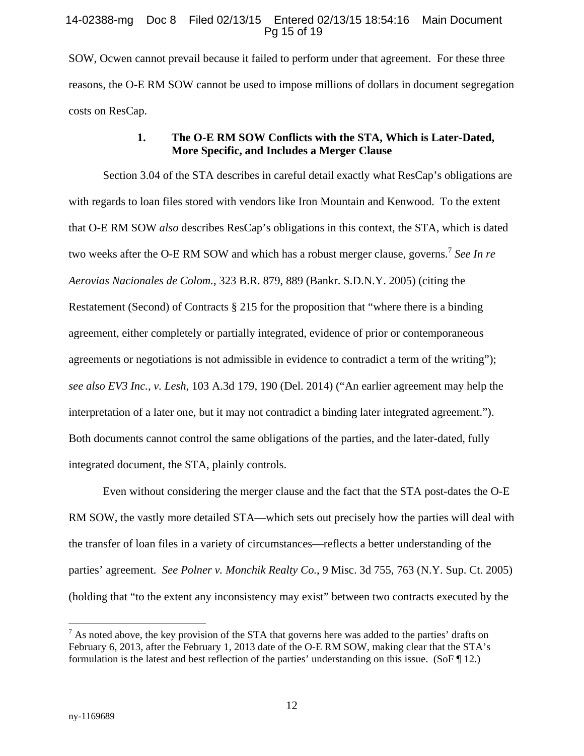SOW, Ocwen cannot prevail because it failed to perform under that agreement. For these three reasons, the O-E RM SOW cannot be used to impose millions of dollars in document segregation costs on ResCap.

### 1. The O-E RM SOW Conflicts with the STA, Which is Later-Dated, More Specific, and Includes a Merger Clause

Section 3.04 of the STA describes in careful detail exactly what ResCap's obligations are with regards to loan files stored with vendors like Iron Mountain and Kenwood. To the extent that O-E RM SOW *also* describes ResCap's obligations in this context, the STA, which is dated two weeks after the O-E RM SOW and which has a robust merger clause, governs.[7] *See In re Aerovias Nacionales de Colom.*, 323 B.R. 879, 889 (Bankr. S.D.N.Y. 2005) (citing the Restatement (Second) of Contracts § 215 for the proposition that "where there is a binding agreement, either completely or partially integrated, evidence of prior or contemporaneous agreements or negotiations is not admissible in evidence to contradict a term of the writing"); *see also EV3 Inc., v. Lesh*, 103 A.3d 179, 190 (Del. 2014) ("An earlier agreement may help the interpretation of a later one, but it may not contradict a binding later integrated agreement."). Both documents cannot control the same obligations of the parties, and the later-dated, fully integrated document, the STA, plainly controls.

Even without considering the merger clause and the fact that the STA post-dates the O-E RM SOW, the vastly more detailed STA—which sets out precisely how the parties will deal with the transfer of loan files in a variety of circumstances—reflects a better understanding of the parties' agreement. *See Polner v. Monchik Realty Co.*, 9 Misc. 3d 755, 763 (N.Y. Sup. Ct. 2005) (holding that "to the extent any inconsistency may exist" between two contracts executed by the

---

[7] As noted above, the key provision of the STA that governs here was added to the parties' drafts on February 6, 2013, after the February 1, 2013 date of the O-E RM SOW, making clear that the STA's formulation is the latest and best reflection of the parties' understanding on this issue. (SoF ¶ 12.)

ny-1169689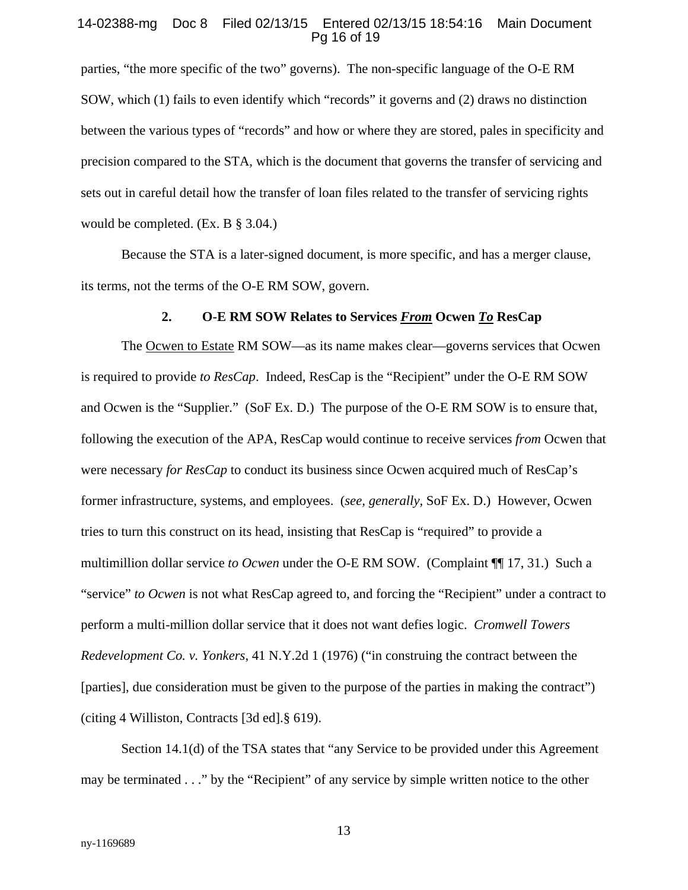parties, "the more specific of the two" governs). The non-specific language of the O-E RM SOW, which (1) fails to even identify which "records" it governs and (2) draws no distinction between the various types of "records" and how or where they are stored, pales in specificity and precision compared to the STA, which is the document that governs the transfer of servicing and sets out in careful detail how the transfer of loan files related to the transfer of servicing rights would be completed. (Ex. B § 3.04.)

Because the STA is a later-signed document, is more specific, and has a merger clause, its terms, not the terms of the O-E RM SOW, govern.

### 2. O-E RM SOW Relates to Services ***From*** Ocwen ***To*** ResCap

The Ocwen to Estate RM SOW—as its name makes clear—governs services that Ocwen is required to provide *to ResCap*. Indeed, ResCap is the "Recipient" under the O-E RM SOW and Ocwen is the "Supplier." (SoF Ex. D.) The purpose of the O-E RM SOW is to ensure that, following the execution of the APA, ResCap would continue to receive services *from* Ocwen that were necessary *for ResCap* to conduct its business since Ocwen acquired much of ResCap's former infrastructure, systems, and employees. (*see, generally,* SoF Ex. D.) However, Ocwen tries to turn this construct on its head, insisting that ResCap is "required" to provide a multimillion dollar service *to Ocwen* under the O-E RM SOW. (Complaint ¶¶ 17, 31.) Such a "service" *to Ocwen* is not what ResCap agreed to, and forcing the "Recipient" under a contract to perform a multi-million dollar service that it does not want defies logic. *Cromwell Towers Redevelopment Co. v. Yonkers*, 41 N.Y.2d 1 (1976) ("in construing the contract between the [parties], due consideration must be given to the purpose of the parties in making the contract") (citing 4 Williston, Contracts [3d ed].§ 619).

Section 14.1(d) of the TSA states that "any Service to be provided under this Agreement may be terminated . . ." by the "Recipient" of any service by simple written notice to the other

ny-1169689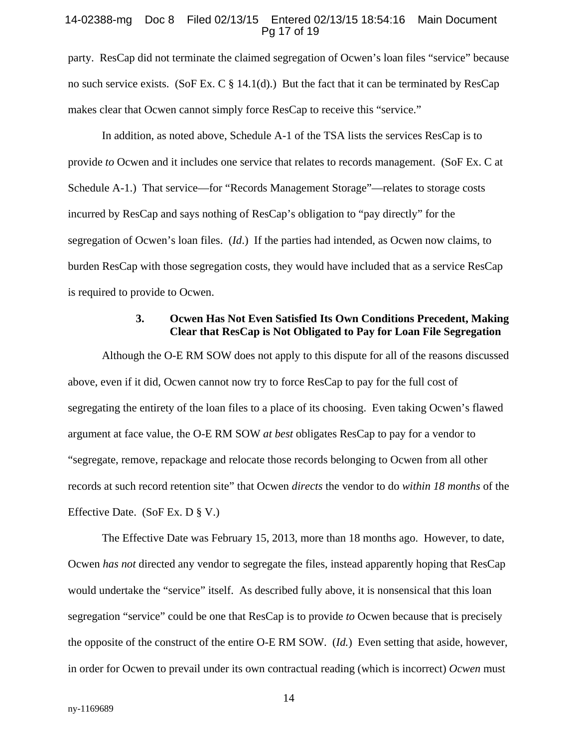party. ResCap did not terminate the claimed segregation of Ocwen's loan files "service" because no such service exists. (SoF Ex. C § 14.1(d).) But the fact that it can be terminated by ResCap makes clear that Ocwen cannot simply force ResCap to receive this "service."

In addition, as noted above, Schedule A-1 of the TSA lists the services ResCap is to provide *to* Ocwen and it includes one service that relates to records management. (SoF Ex. C at Schedule A-1.) That service—for "Records Management Storage"—relates to storage costs incurred by ResCap and says nothing of ResCap's obligation to "pay directly" for the segregation of Ocwen's loan files. (*Id*.) If the parties had intended, as Ocwen now claims, to burden ResCap with those segregation costs, they would have included that as a service ResCap is required to provide to Ocwen.

### 3. Ocwen Has Not Even Satisfied Its Own Conditions Precedent, Making Clear that ResCap is Not Obligated to Pay for Loan File Segregation

Although the O-E RM SOW does not apply to this dispute for all of the reasons discussed above, even if it did, Ocwen cannot now try to force ResCap to pay for the full cost of segregating the entirety of the loan files to a place of its choosing. Even taking Ocwen's flawed argument at face value, the O-E RM SOW *at best* obligates ResCap to pay for a vendor to "segregate, remove, repackage and relocate those records belonging to Ocwen from all other records at such record retention site" that Ocwen *directs* the vendor to do *within 18 months* of the Effective Date. (SoF Ex. D § V.)

The Effective Date was February 15, 2013, more than 18 months ago. However, to date, Ocwen *has not* directed any vendor to segregate the files, instead apparently hoping that ResCap would undertake the "service" itself. As described fully above, it is nonsensical that this loan segregation "service" could be one that ResCap is to provide *to* Ocwen because that is precisely the opposite of the construct of the entire O-E RM SOW. (*Id.*) Even setting that aside, however, in order for Ocwen to prevail under its own contractual reading (which is incorrect) *Ocwen* must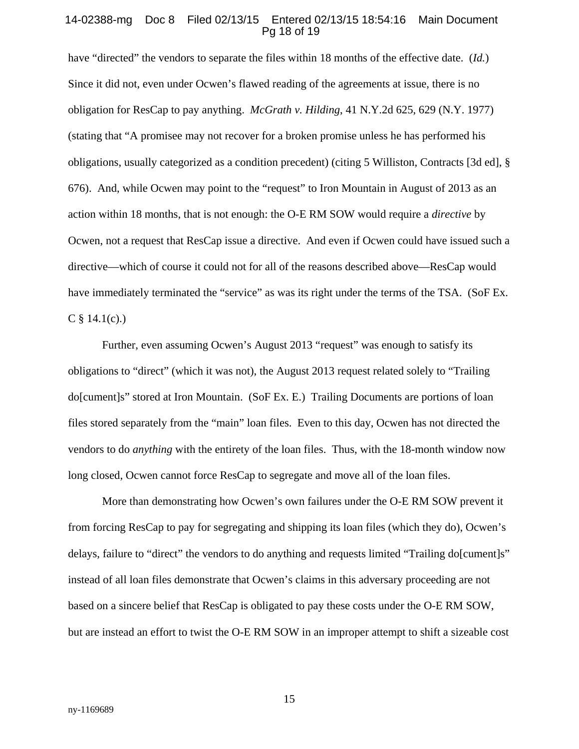have "directed" the vendors to separate the files within 18 months of the effective date. (*Id.*) Since it did not, even under Ocwen's flawed reading of the agreements at issue, there is no obligation for ResCap to pay anything. *McGrath v. Hilding*, 41 N.Y.2d 625, 629 (N.Y. 1977) (stating that "A promisee may not recover for a broken promise unless he has performed his obligations, usually categorized as a condition precedent) (citing 5 Williston, Contracts [3d ed], § 676). And, while Ocwen may point to the "request" to Iron Mountain in August of 2013 as an action within 18 months, that is not enough: the O-E RM SOW would require a *directive* by Ocwen, not a request that ResCap issue a directive. And even if Ocwen could have issued such a directive—which of course it could not for all of the reasons described above—ResCap would have immediately terminated the "service" as was its right under the terms of the TSA. (SoF Ex. C § 14.1(c).)

Further, even assuming Ocwen's August 2013 "request" was enough to satisfy its obligations to "direct" (which it was not), the August 2013 request related solely to "Trailing do[cument]s" stored at Iron Mountain. (SoF Ex. E.) Trailing Documents are portions of loan files stored separately from the "main" loan files. Even to this day, Ocwen has not directed the vendors to do *anything* with the entirety of the loan files. Thus, with the 18-month window now long closed, Ocwen cannot force ResCap to segregate and move all of the loan files.

More than demonstrating how Ocwen's own failures under the O-E RM SOW prevent it from forcing ResCap to pay for segregating and shipping its loan files (which they do), Ocwen's delays, failure to "direct" the vendors to do anything and requests limited "Trailing do[cument]s" instead of all loan files demonstrate that Ocwen's claims in this adversary proceeding are not based on a sincere belief that ResCap is obligated to pay these costs under the O-E RM SOW, but are instead an effort to twist the O-E RM SOW in an improper attempt to shift a sizeable cost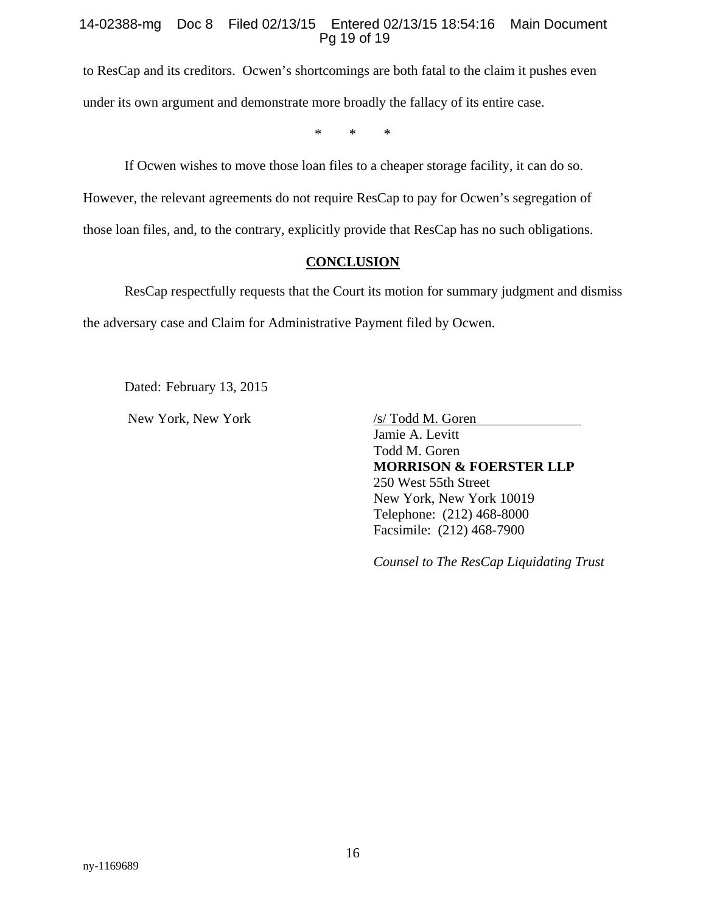to ResCap and its creditors. Ocwen's shortcomings are both fatal to the claim it pushes even under its own argument and demonstrate more broadly the fallacy of its entire case.

\* \* \*

If Ocwen wishes to move those loan files to a cheaper storage facility, it can do so. However, the relevant agreements do not require ResCap to pay for Ocwen's segregation of those loan files, and, to the contrary, explicitly provide that ResCap has no such obligations.

## **CONCLUSION**

ResCap respectfully requests that the Court its motion for summary judgment and dismiss the adversary case and Claim for Administrative Payment filed by Ocwen.

Dated: February 13, 2015

New York, New York

/s/ Todd M. Goren
Jamie A. Levitt
Todd M. Goren
**MORRISON & FOERSTER LLP**
250 West 55th Street
New York, New York 10019
Telephone: (212) 468-8000
Facsimile: (212) 468-7900

*Counsel to The ResCap Liquidating Trust*

ny-1169689